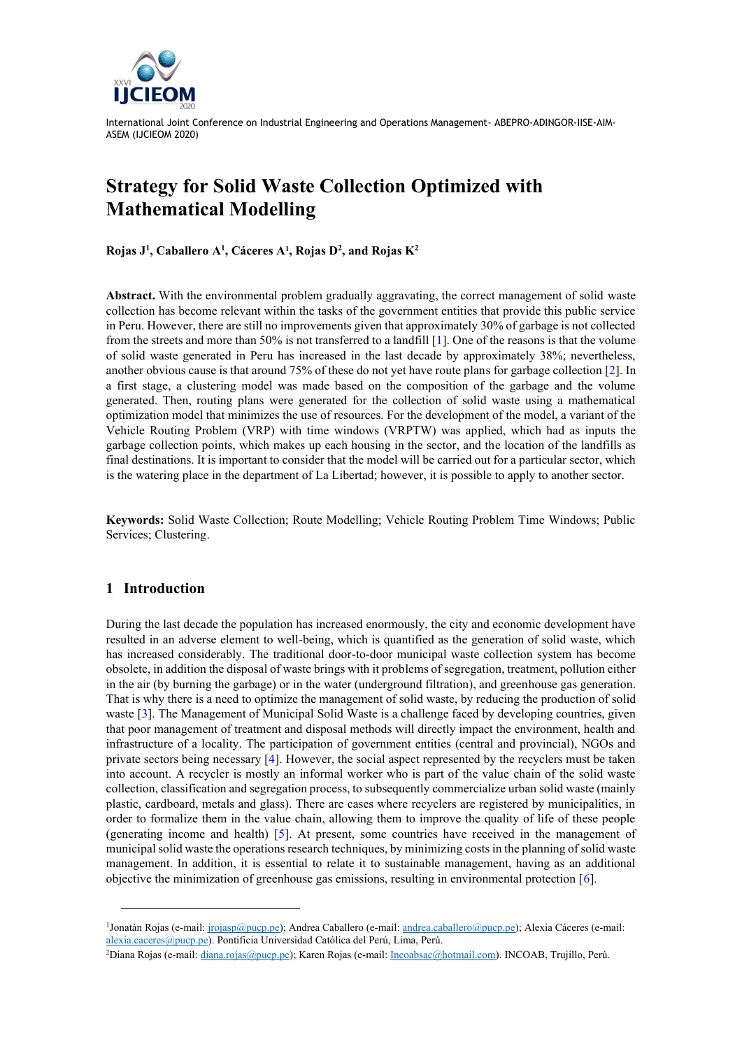# Strategy for Solid Waste Collection Optimized with Mathematical Modelling

**Rojas J[1], Caballero A[1], Cáceres A[1], Rojas D[2], and Rojas K[2]**

**Abstract.** With the environmental problem gradually aggravating, the correct management of solid waste collection has become relevant within the tasks of the government entities that provide this public service in Peru. However, there are still no improvements given that approximately 30% of garbage is not collected from the streets and more than 50% is not transferred to a landfill [1]. One of the reasons is that the volume of solid waste generated in Peru has increased in the last decade by approximately 38%; nevertheless, another obvious cause is that around 75% of these do not yet have route plans for garbage collection [2]. In a first stage, a clustering model was made based on the composition of the garbage and the volume generated. Then, routing plans were generated for the collection of solid waste using a mathematical optimization model that minimizes the use of resources. For the development of the model, a variant of the Vehicle Routing Problem (VRP) with time windows (VRPTW) was applied, which had as inputs the garbage collection points, which makes up each housing in the sector, and the location of the landfills as final destinations. It is important to consider that the model will be carried out for a particular sector, which is the watering place in the department of La Libertad; however, it is possible to apply to another sector.

**Keywords:** Solid Waste Collection; Route Modelling; Vehicle Routing Problem Time Windows; Public Services; Clustering.

## 1 Introduction

During the last decade the population has increased enormously, the city and economic development have resulted in an adverse element to well-being, which is quantified as the generation of solid waste, which has increased considerably. The traditional door-to-door municipal waste collection system has become obsolete, in addition the disposal of waste brings with it problems of segregation, treatment, pollution either in the air (by burning the garbage) or in the water (underground filtration), and greenhouse gas generation. That is why there is a need to optimize the management of solid waste, by reducing the production of solid waste [3]. The Management of Municipal Solid Waste is a challenge faced by developing countries, given that poor management of treatment and disposal methods will directly impact the environment, health and infrastructure of a locality. The participation of government entities (central and provincial), NGOs and private sectors being necessary [4]. However, the social aspect represented by the recyclers must be taken into account. A recycler is mostly an informal worker who is part of the value chain of the solid waste collection, classification and segregation process, to subsequently commercialize urban solid waste (mainly plastic, cardboard, metals and glass). There are cases where recyclers are registered by municipalities, in order to formalize them in the value chain, allowing them to improve the quality of life of these people (generating income and health) [5]. At present, some countries have received in the management of municipal solid waste the operations research techniques, by minimizing costs in the planning of solid waste management. In addition, it is essential to relate it to sustainable management, having as an additional objective the minimization of greenhouse gas emissions, resulting in environmental protection [6].

---

[1]Jonatán Rojas (e-mail: jrojasp@pucp.pe); Andrea Caballero (e-mail: andrea.caballero@pucp.pe); Alexia Cáceres (e-mail: alexia.caceres@pucp.pe). Pontificia Universidad Católica del Perú, Lima, Perú.

[2]Diana Rojas (e-mail: diana.rojas@pucp.pe); Karen Rojas (e-mail: Incoabsac@hotmail.com). INCOAB, Trujillo, Perú.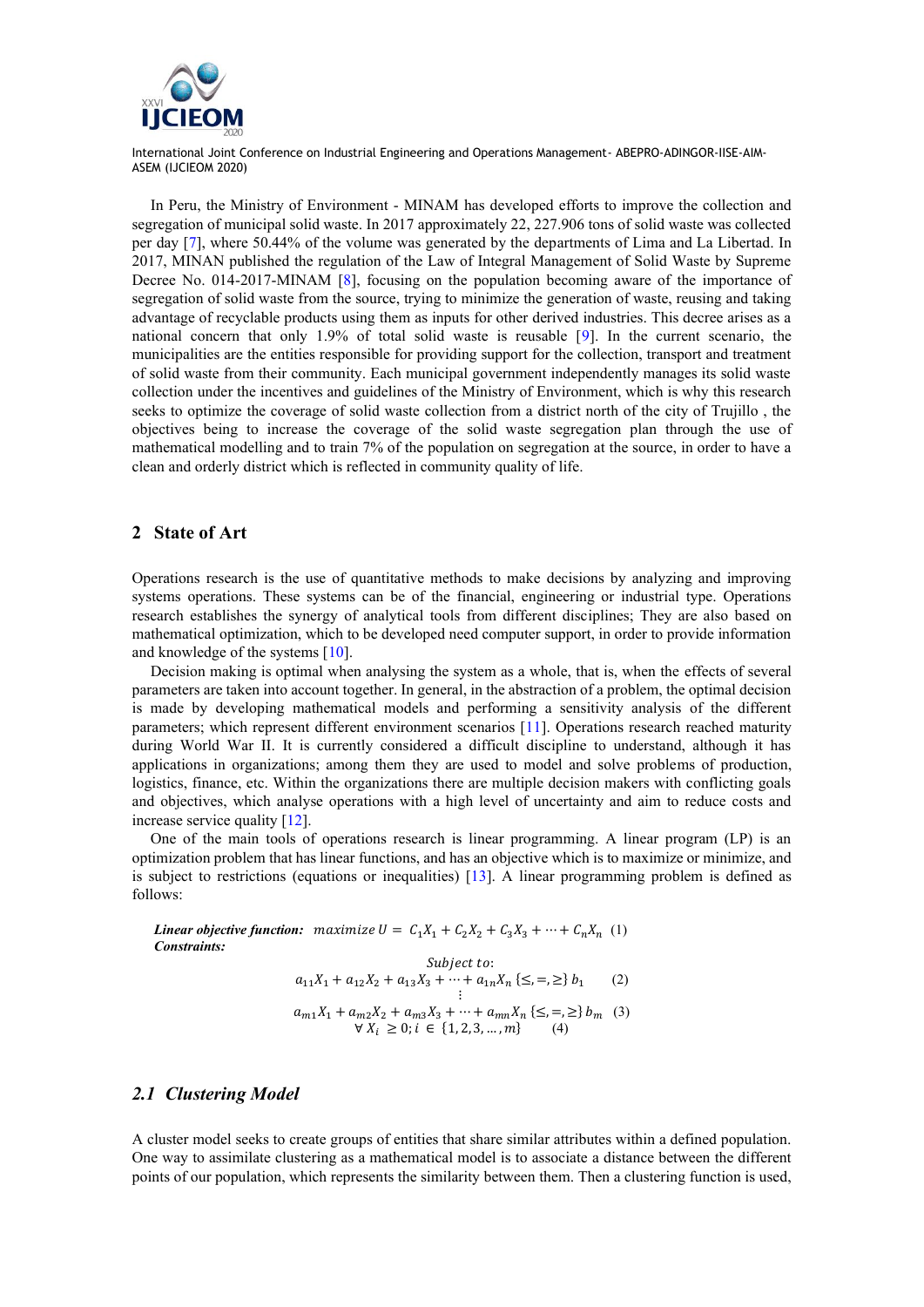In Peru, the Ministry of Environment - MINAM has developed efforts to improve the collection and segregation of municipal solid waste. In 2017 approximately 22, 227.906 tons of solid waste was collected per day [7], where 50.44% of the volume was generated by the departments of Lima and La Libertad. In 2017, MINAN published the regulation of the Law of Integral Management of Solid Waste by Supreme Decree No. 014-2017-MINAM [8], focusing on the population becoming aware of the importance of segregation of solid waste from the source, trying to minimize the generation of waste, reusing and taking advantage of recyclable products using them as inputs for other derived industries. This decree arises as a national concern that only 1.9% of total solid waste is reusable [9]. In the current scenario, the municipalities are the entities responsible for providing support for the collection, transport and treatment of solid waste from their community. Each municipal government independently manages its solid waste collection under the incentives and guidelines of the Ministry of Environment, which is why this research seeks to optimize the coverage of solid waste collection from a district north of the city of Trujillo , the objectives being to increase the coverage of the solid waste segregation plan through the use of mathematical modelling and to train 7% of the population on segregation at the source, in order to have a clean and orderly district which is reflected in community quality of life.

## 2 State of Art

Operations research is the use of quantitative methods to make decisions by analyzing and improving systems operations. These systems can be of the financial, engineering or industrial type. Operations research establishes the synergy of analytical tools from different disciplines; They are also based on mathematical optimization, which to be developed need computer support, in order to provide information and knowledge of the systems [10].

Decision making is optimal when analysing the system as a whole, that is, when the effects of several parameters are taken into account together. In general, in the abstraction of a problem, the optimal decision is made by developing mathematical models and performing a sensitivity analysis of the different parameters; which represent different environment scenarios [11]. Operations research reached maturity during World War II. It is currently considered a difficult discipline to understand, although it has applications in organizations; among them they are used to model and solve problems of production, logistics, finance, etc. Within the organizations there are multiple decision makers with conflicting goals and objectives, which analyse operations with a high level of uncertainty and aim to reduce costs and increase service quality [12].

One of the main tools of operations research is linear programming. A linear program (LP) is an optimization problem that has linear functions, and has an objective which is to maximize or minimize, and is subject to restrictions (equations or inequalities) [13]. A linear programming problem is defined as follows:

***Linear objective function:*** $maximize\ U = C_1X_1 + C_2X_2 + C_3X_3 + \cdots + C_nX_n$ (1)

***Constraints:***

$$\text{Subject to:}$$

$$a_{11}X_1 + a_{12}X_2 + a_{13}X_3 + \cdots + a_{1n}X_n \{\leq, =, \geq\}\, b_1 \quad (2)$$

$$\vdots$$

$$a_{m1}X_1 + a_{m2}X_2 + a_{m3}X_3 + \cdots + a_{mn}X_n \{\leq, =, \geq\}\, b_m \quad (3)$$

$$\forall\, X_i \geq 0;\, i \in \{1, 2, 3, \ldots, m\} \quad (4)$$

### *2.1 Clustering Model*

A cluster model seeks to create groups of entities that share similar attributes within a defined population. One way to assimilate clustering as a mathematical model is to associate a distance between the different points of our population, which represents the similarity between them. Then a clustering function is used,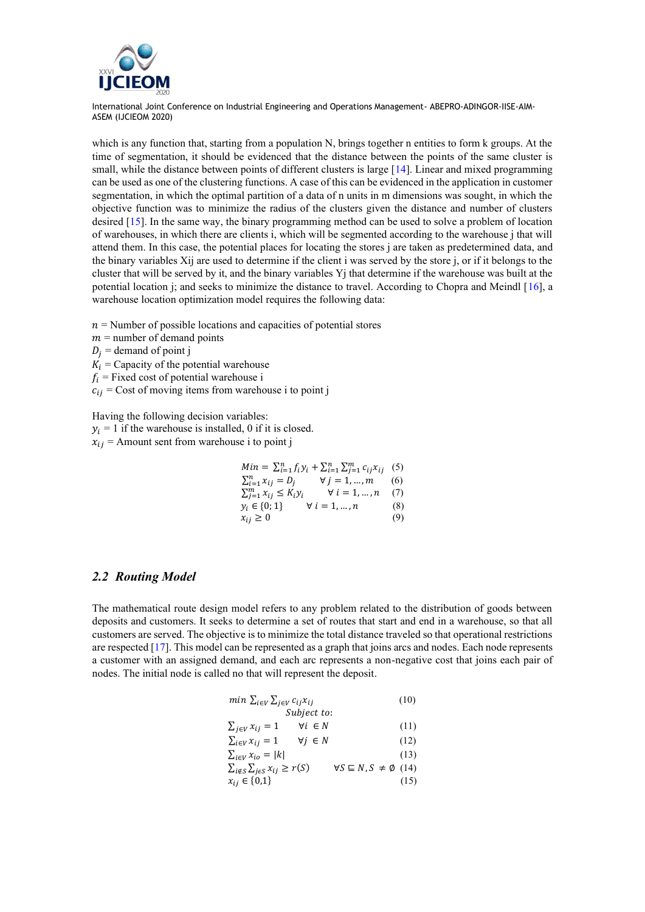which is any function that, starting from a population N, brings together n entities to form k groups. At the time of segmentation, it should be evidenced that the distance between the points of the same cluster is small, while the distance between points of different clusters is large [14]. Linear and mixed programming can be used as one of the clustering functions. A case of this can be evidenced in the application in customer segmentation, in which the optimal partition of a data of n units in m dimensions was sought, in which the objective function was to minimize the radius of the clusters given the distance and number of clusters desired [15]. In the same way, the binary programming method can be used to solve a problem of location of warehouses, in which there are clients i, which will be segmented according to the warehouse j that will attend them. In this case, the potential places for locating the stores j are taken as predetermined data, and the binary variables Xij are used to determine if the client i was served by the store j, or if it belongs to the cluster that will be served by it, and the binary variables Yj that determine if the warehouse was built at the potential location j; and seeks to minimize the distance to travel. According to Chopra and Meindl [16], a warehouse location optimization model requires the following data:

$n$ = Number of possible locations and capacities of potential stores  
$m$ = number of demand points  
$D_j$ = demand of point j  
$K_i$ = Capacity of the potential warehouse  
$f_i$ = Fixed cost of potential warehouse i  
$c_{ij}$ = Cost of moving items from warehouse i to point j

Having the following decision variables:  
$y_i$ = 1 if the warehouse is installed, 0 if it is closed.  
$x_{ij}$ = Amount sent from warehouse i to point j

$$Min = \sum_{i=1}^{n} f_i y_i + \sum_{i=1}^{n} \sum_{j=1}^{m} c_{ij} x_{ij} \quad (5)$$

$$\sum_{i=1}^{n} x_{ij} = D_j \qquad \forall\ j = 1, \ldots, m \quad (6)$$

$$\sum_{j=1}^{m} x_{ij} \leq K_i y_i \qquad \forall\ i = 1, \ldots, n \quad (7)$$

$$y_i \in \{0; 1\} \qquad \forall\ i = 1, \ldots, n \quad (8)$$

$$x_{ij} \geq 0 \quad (9)$$

## 2.2 *Routing Model*

The mathematical route design model refers to any problem related to the distribution of goods between deposits and customers. It seeks to determine a set of routes that start and end in a warehouse, so that all customers are served. The objective is to minimize the total distance traveled so that operational restrictions are respected [17]. This model can be represented as a graph that joins arcs and nodes. Each node represents a customer with an assigned demand, and each arc represents a non-negative cost that joins each pair of nodes. The initial node is called no that will represent the deposit.

$$min \sum_{i \in V} \sum_{j \in V} c_{ij} x_{ij} \quad (10)$$

$$Subject\ to:$$

$$\sum_{j \in V} x_{ij} = 1 \qquad \forall i\ \in N \quad (11)$$

$$\sum_{i \in V} x_{ij} = 1 \qquad \forall j\ \in N \quad (12)$$

$$\sum_{i \in V} x_{io} = |k| \quad (13)$$

$$\sum_{i \notin S} \sum_{j \in S} x_{ij} \geq r(S) \qquad \forall S \sqsubseteq N, S\ \neq \emptyset \quad (14)$$

$$x_{ij} \in \{0,1\} \quad (15)$$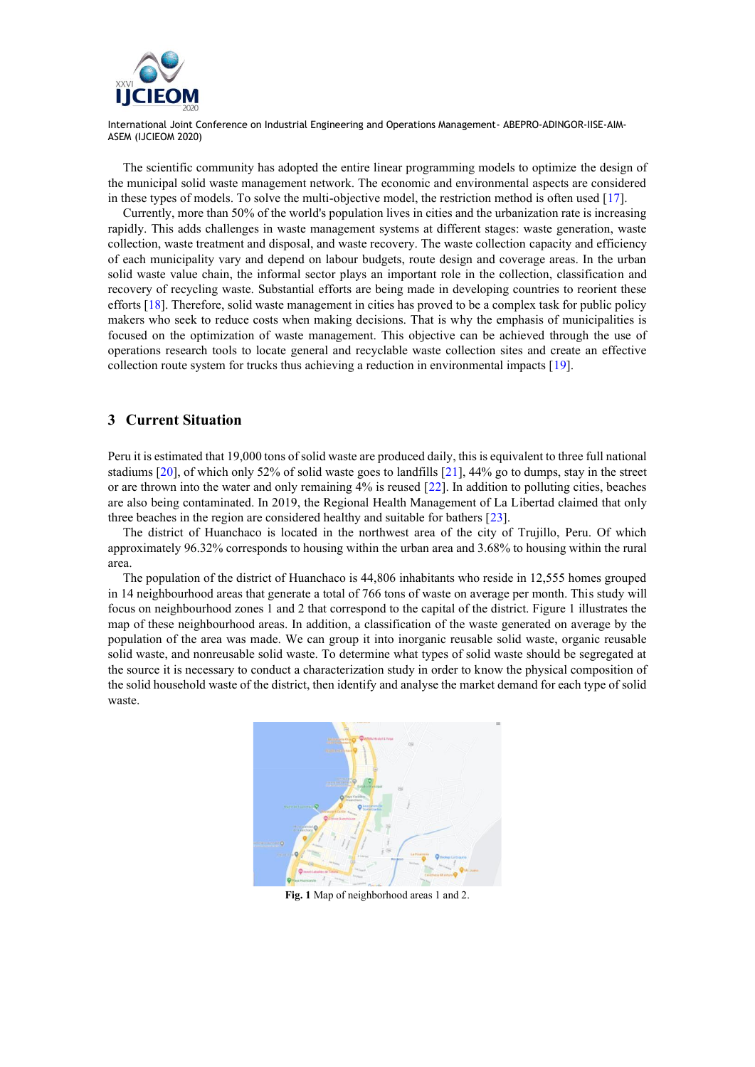The scientific community has adopted the entire linear programming models to optimize the design of the municipal solid waste management network. The economic and environmental aspects are considered in these types of models. To solve the multi-objective model, the restriction method is often used [17].

Currently, more than 50% of the world's population lives in cities and the urbanization rate is increasing rapidly. This adds challenges in waste management systems at different stages: waste generation, waste collection, waste treatment and disposal, and waste recovery. The waste collection capacity and efficiency of each municipality vary and depend on labour budgets, route design and coverage areas. In the urban solid waste value chain, the informal sector plays an important role in the collection, classification and recovery of recycling waste. Substantial efforts are being made in developing countries to reorient these efforts [18]. Therefore, solid waste management in cities has proved to be a complex task for public policy makers who seek to reduce costs when making decisions. That is why the emphasis of municipalities is focused on the optimization of waste management. This objective can be achieved through the use of operations research tools to locate general and recyclable waste collection sites and create an effective collection route system for trucks thus achieving a reduction in environmental impacts [19].

## 3 Current Situation

Peru it is estimated that 19,000 tons of solid waste are produced daily, this is equivalent to three full national stadiums [20], of which only 52% of solid waste goes to landfills [21], 44% go to dumps, stay in the street or are thrown into the water and only remaining 4% is reused [22]. In addition to polluting cities, beaches are also being contaminated. In 2019, the Regional Health Management of La Libertad claimed that only three beaches in the region are considered healthy and suitable for bathers [23].

The district of Huanchaco is located in the northwest area of the city of Trujillo, Peru. Of which approximately 96.32% corresponds to housing within the urban area and 3.68% to housing within the rural area.

The population of the district of Huanchaco is 44,806 inhabitants who reside in 12,555 homes grouped in 14 neighbourhood areas that generate a total of 766 tons of waste on average per month. This study will focus on neighbourhood zones 1 and 2 that correspond to the capital of the district. Figure 1 illustrates the map of these neighbourhood areas. In addition, a classification of the waste generated on average by the population of the area was made. We can group it into inorganic reusable solid waste, organic reusable solid waste, and nonreusable solid waste. To determine what types of solid waste should be segregated at the source it is necessary to conduct a characterization study in order to know the physical composition of the solid household waste of the district, then identify and analyse the market demand for each type of solid waste.

**Fig. 1** Map of neighborhood areas 1 and 2.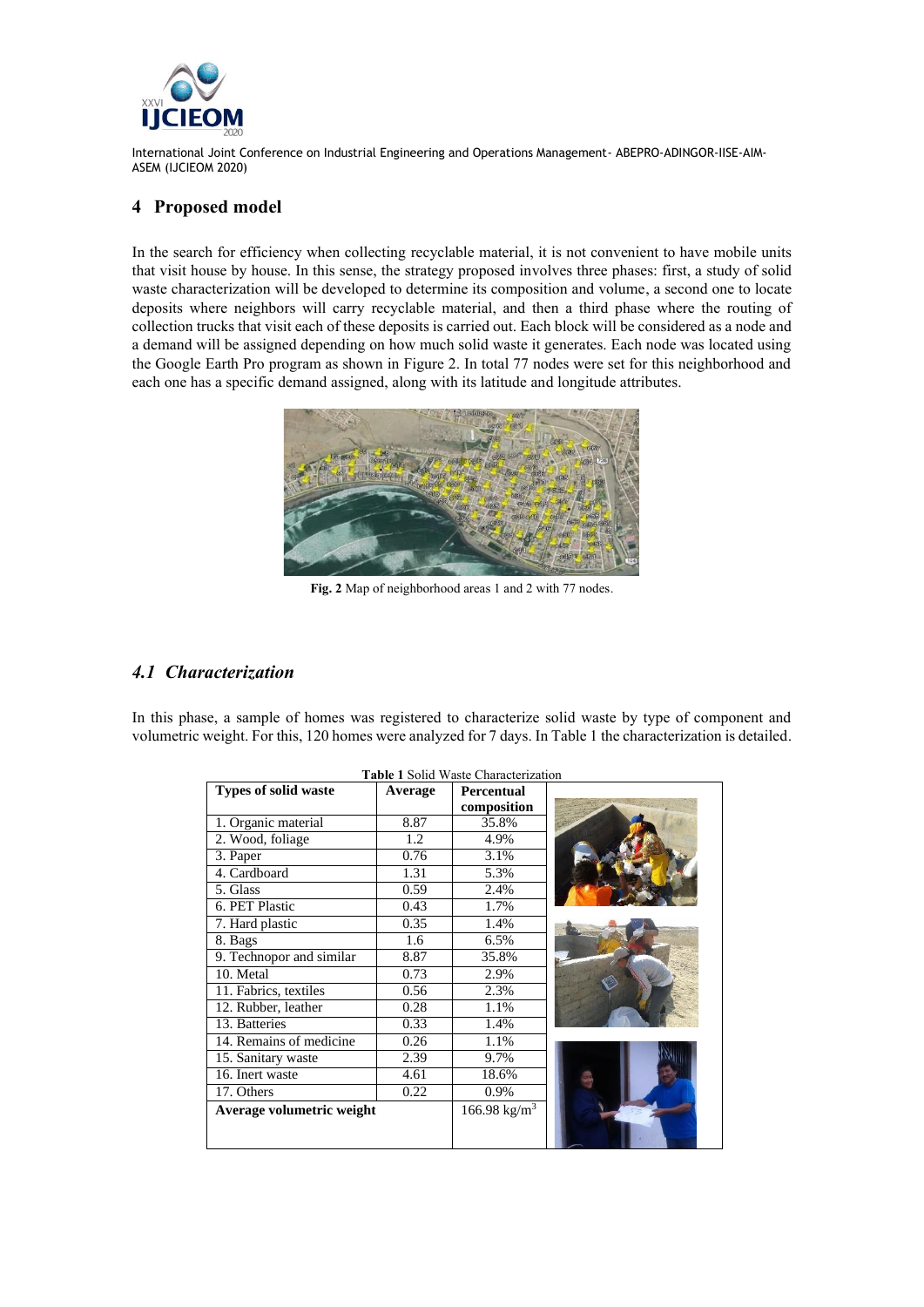## 4 Proposed model

In the search for efficiency when collecting recyclable material, it is not convenient to have mobile units that visit house by house. In this sense, the strategy proposed involves three phases: first, a study of solid waste characterization will be developed to determine its composition and volume, a second one to locate deposits where neighbors will carry recyclable material, and then a third phase where the routing of collection trucks that visit each of these deposits is carried out. Each block will be considered as a node and a demand will be assigned depending on how much solid waste it generates. Each node was located using the Google Earth Pro program as shown in Figure 2. In total 77 nodes were set for this neighborhood and each one has a specific demand assigned, along with its latitude and longitude attributes.

**Fig. 2** Map of neighborhood areas 1 and 2 with 77 nodes.

### *4.1 Characterization*

In this phase, a sample of homes was registered to characterize solid waste by type of component and volumetric weight. For this, 120 homes were analyzed for 7 days. In Table 1 the characterization is detailed.

**Table 1** Solid Waste Characterization

| Types of solid waste | Average | Percentual composition |
|---|---|---|
| 1. Organic material | 8.87 | 35.8% |
| 2. Wood, foliage | 1.2 | 4.9% |
| 3. Paper | 0.76 | 3.1% |
| 4. Cardboard | 1.31 | 5.3% |
| 5. Glass | 0.59 | 2.4% |
| 6. PET Plastic | 0.43 | 1.7% |
| 7. Hard plastic | 0.35 | 1.4% |
| 8. Bags | 1.6 | 6.5% |
| 9. Technopor and similar | 8.87 | 35.8% |
| 10. Metal | 0.73 | 2.9% |
| 11. Fabrics, textiles | 0.56 | 2.3% |
| 12. Rubber, leather | 0.28 | 1.1% |
| 13. Batteries | 0.33 | 1.4% |
| 14. Remains of medicine | 0.26 | 1.1% |
| 15. Sanitary waste | 2.39 | 9.7% |
| 16. Inert waste | 4.61 | 18.6% |
| 17. Others | 0.22 | 0.9% |
| **Average volumetric weight** | | 166.98 kg/m$^3$ |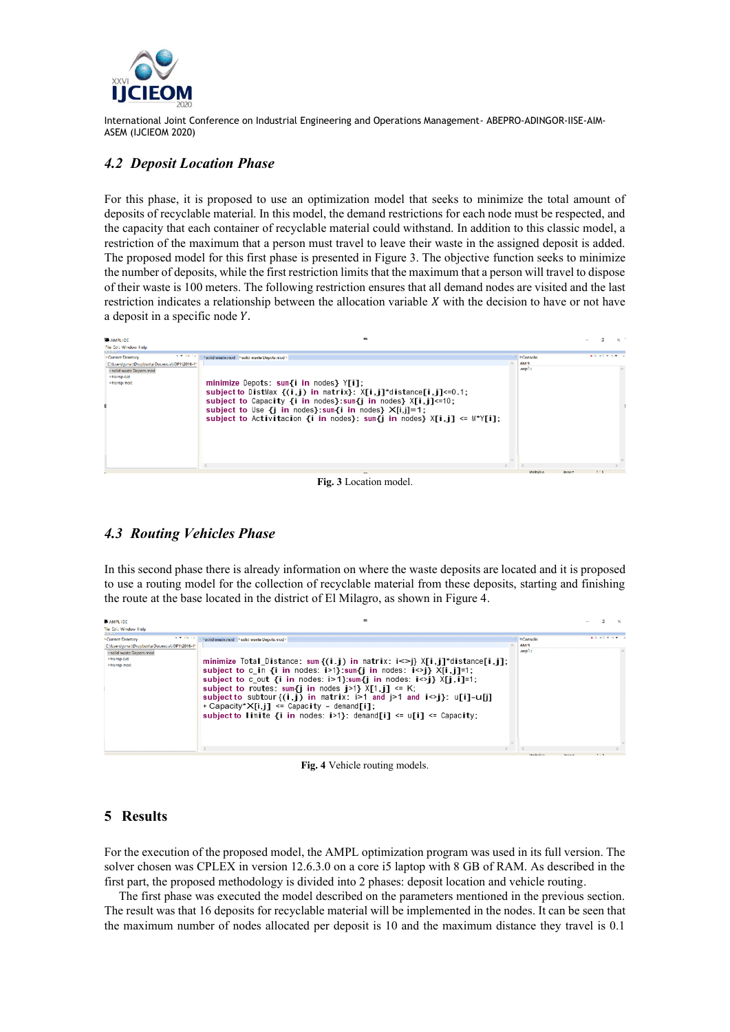### 4.2 *Deposit Location Phase*

For this phase, it is proposed to use an optimization model that seeks to minimize the total amount of deposits of recyclable material. In this model, the demand restrictions for each node must be respected, and the capacity that each container of recyclable material could withstand. In addition to this classic model, a restriction of the maximum that a person must travel to leave their waste in the assigned deposit is added. The proposed model for this first phase is presented in Figure 3. The objective function seeks to minimize the number of deposits, while the first restriction limits that the maximum that a person will travel to dispose of their waste is 100 meters. The following restriction ensures that all demand nodes are visited and the last restriction indicates a relationship between the allocation variable $X$ with the decision to have or not have a deposit in a specific node $Y$.

```
minimize Depots: sum{i in nodes} Y[i];
subject to DistMax {(i,j) in matrix}: X[i,j]*distance[i,j]<=0.1;
subject to Capacity {i in nodes}:sum{j in nodes} X[i,j]<=10;
subject to Use {j in nodes}:sum{i in nodes} X[i,j]=1;
subject to Activitacion {i in nodes}: sum{j in nodes} X[i,j] <= M*Y[i];
```

**Fig. 3** Location model.

### 4.3 *Routing Vehicles Phase*

In this second phase there is already information on where the waste deposits are located and it is proposed to use a routing model for the collection of recyclable material from these deposits, starting and finishing the route at the base located in the district of El Milagro, as shown in Figure 4.

```
minimize Total_Distance: sum{(i,j) in matrix: i<>j} X[i,j]*distance[i,j];
subject to c_in {i in nodes: i>1}:sum{j in nodes: i<>j} X[i,j]=1;
subject to c_out {i in nodes: i>1}:sum{j in nodes: i<>j} X[j,i]=1;
subject to routes: sum{j in nodes j>1} X[1,j] <= K;
subject to subtour{(i,j) in matrix: i>1 and j>1 and i<>j}: u[i]-u[j]
+ Capacity*X[i,j] <= Capacity - demand[j];
subject to limite {i in nodes: i>1}: demand[i] <= u[i] <= Capacity;
```

**Fig. 4** Vehicle routing models.

## 5 Results

For the execution of the proposed model, the AMPL optimization program was used in its full version. The solver chosen was CPLEX in version 12.6.3.0 on a core i5 laptop with 8 GB of RAM. As described in the first part, the proposed methodology is divided into 2 phases: deposit location and vehicle routing.

The first phase was executed the model described on the parameters mentioned in the previous section. The result was that 16 deposits for recyclable material will be implemented in the nodes. It can be seen that the maximum number of nodes allocated per deposit is 10 and the maximum distance they travel is 0.1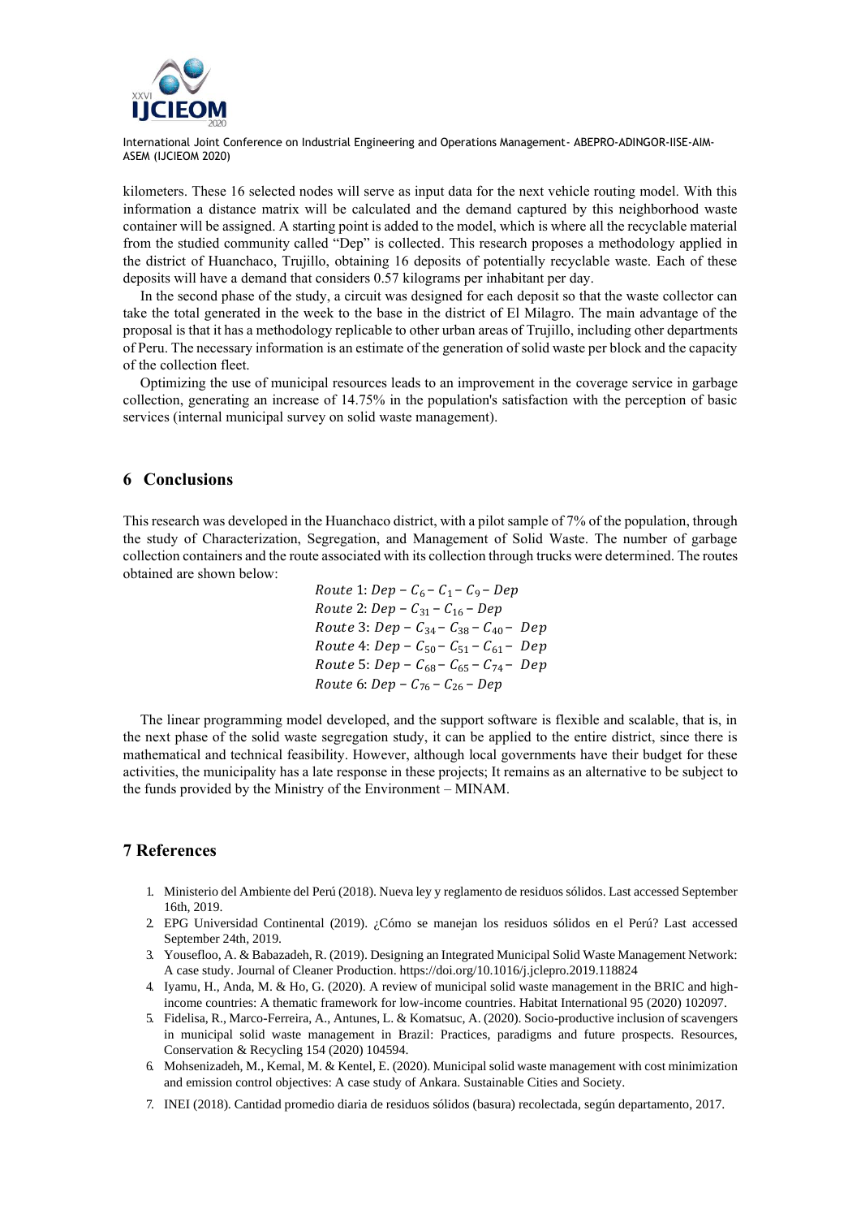kilometers. These 16 selected nodes will serve as input data for the next vehicle routing model. With this information a distance matrix will be calculated and the demand captured by this neighborhood waste container will be assigned. A starting point is added to the model, which is where all the recyclable material from the studied community called "Dep" is collected. This research proposes a methodology applied in the district of Huanchaco, Trujillo, obtaining 16 deposits of potentially recyclable waste. Each of these deposits will have a demand that considers 0.57 kilograms per inhabitant per day.

In the second phase of the study, a circuit was designed for each deposit so that the waste collector can take the total generated in the week to the base in the district of El Milagro. The main advantage of the proposal is that it has a methodology replicable to other urban areas of Trujillo, including other departments of Peru. The necessary information is an estimate of the generation of solid waste per block and the capacity of the collection fleet.

Optimizing the use of municipal resources leads to an improvement in the coverage service in garbage collection, generating an increase of 14.75% in the population's satisfaction with the perception of basic services (internal municipal survey on solid waste management).

## 6 Conclusions

This research was developed in the Huanchaco district, with a pilot sample of 7% of the population, through the study of Characterization, Segregation, and Management of Solid Waste. The number of garbage collection containers and the route associated with its collection through trucks were determined. The routes obtained are shown below:

$$Route\ 1: Dep - C_6 - C_1 - C_9 - Dep$$
$$Route\ 2: Dep - C_{31} - C_{16} - Dep$$
$$Route\ 3: Dep - C_{34} - C_{38} - C_{40} - Dep$$
$$Route\ 4: Dep - C_{50} - C_{51} - C_{61} - Dep$$
$$Route\ 5: Dep - C_{68} - C_{65} - C_{74} - Dep$$
$$Route\ 6: Dep - C_{76} - C_{26} - Dep$$

The linear programming model developed, and the support software is flexible and scalable, that is, in the next phase of the solid waste segregation study, it can be applied to the entire district, since there is mathematical and technical feasibility. However, although local governments have their budget for these activities, the municipality has a late response in these projects; It remains as an alternative to be subject to the funds provided by the Ministry of the Environment – MINAM.

## 7 References

1. Ministerio del Ambiente del Perú (2018). Nueva ley y reglamento de residuos sólidos. Last accessed September 16th, 2019.
2. EPG Universidad Continental (2019). ¿Cómo se manejan los residuos sólidos en el Perú? Last accessed September 24th, 2019.
3. Yousefloo, A. & Babazadeh, R. (2019). Designing an Integrated Municipal Solid Waste Management Network: A case study. Journal of Cleaner Production. https://doi.org/10.1016/j.jclepro.2019.118824
4. Iyamu, H., Anda, M. & Ho, G. (2020). A review of municipal solid waste management in the BRIC and high-income countries: A thematic framework for low-income countries. Habitat International 95 (2020) 102097.
5. Fidelisa, R., Marco-Ferreira, A., Antunes, L. & Komatsuc, A. (2020). Socio-productive inclusion of scavengers in municipal solid waste management in Brazil: Practices, paradigms and future prospects. Resources, Conservation & Recycling 154 (2020) 104594.
6. Mohsenizadeh, M., Kemal, M. & Kentel, E. (2020). Municipal solid waste management with cost minimization and emission control objectives: A case study of Ankara. Sustainable Cities and Society.
7. INEI (2018). Cantidad promedio diaria de residuos sólidos (basura) recolectada, según departamento, 2017.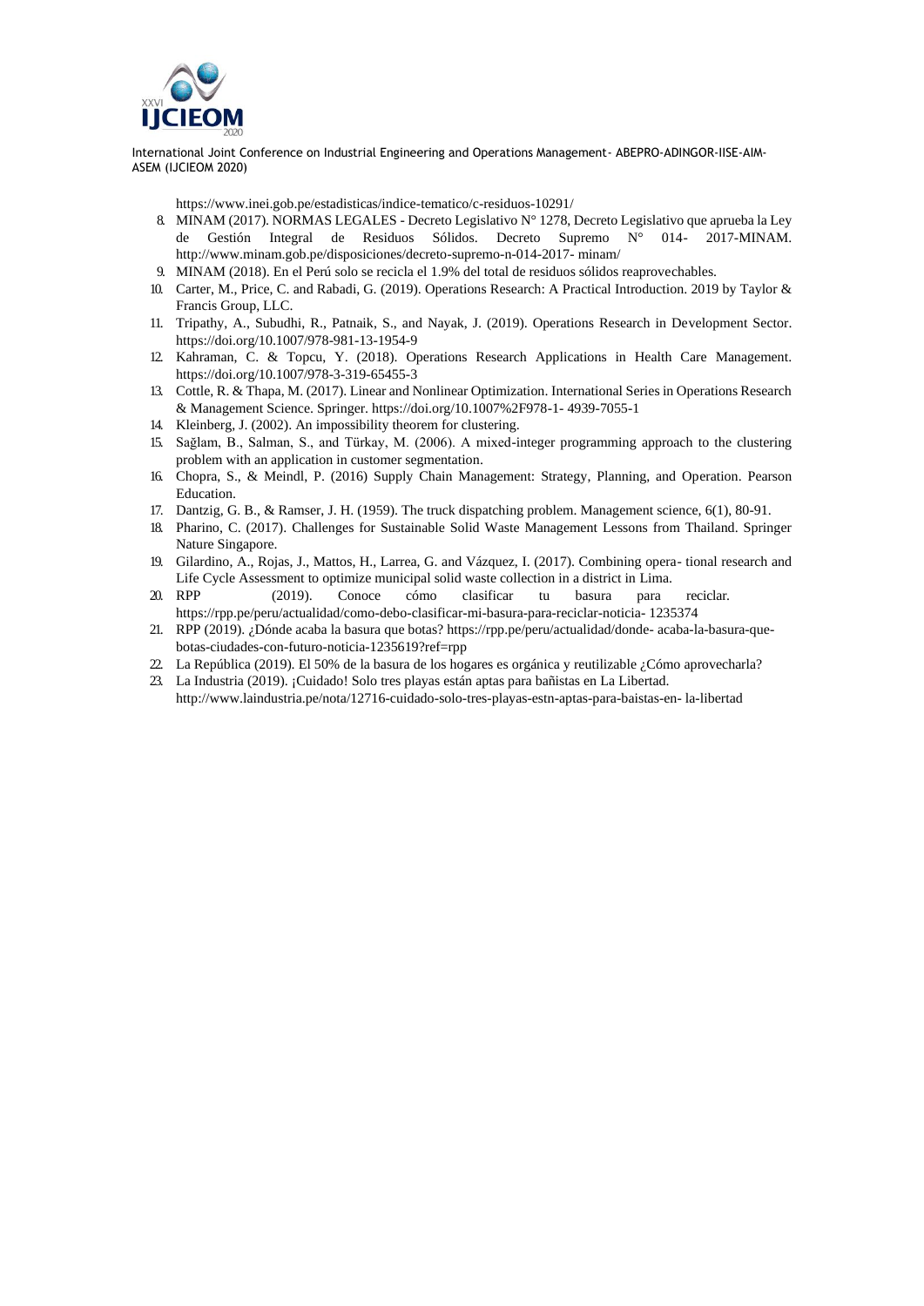https://www.inei.gob.pe/estadisticas/indice-tematico/c-residuos-10291/

8. MINAM (2017). NORMAS LEGALES - Decreto Legislativo N° 1278, Decreto Legislativo que aprueba la Ley de Gestión Integral de Residuos Sólidos. Decreto Supremo N° 014- 2017-MINAM. http://www.minam.gob.pe/disposiciones/decreto-supremo-n-014-2017- minam/
9. MINAM (2018). En el Perú solo se recicla el 1.9% del total de residuos sólidos reaprovechables.
10. Carter, M., Price, C. and Rabadi, G. (2019). Operations Research: A Practical Introduction. 2019 by Taylor & Francis Group, LLC.
11. Tripathy, A., Subudhi, R., Patnaik, S., and Nayak, J. (2019). Operations Research in Development Sector. https://doi.org/10.1007/978-981-13-1954-9
12. Kahraman, C. & Topcu, Y. (2018). Operations Research Applications in Health Care Management. https://doi.org/10.1007/978-3-319-65455-3
13. Cottle, R. & Thapa, M. (2017). Linear and Nonlinear Optimization. International Series in Operations Research & Management Science. Springer. https://doi.org/10.1007%2F978-1- 4939-7055-1
14. Kleinberg, J. (2002). An impossibility theorem for clustering.
15. Sağlam, B., Salman, S., and Türkay, M. (2006). A mixed-integer programming approach to the clustering problem with an application in customer segmentation.
16. Chopra, S., & Meindl, P. (2016) Supply Chain Management: Strategy, Planning, and Operation. Pearson Education.
17. Dantzig, G. B., & Ramser, J. H. (1959). The truck dispatching problem. Management science, 6(1), 80-91.
18. Pharino, C. (2017). Challenges for Sustainable Solid Waste Management Lessons from Thailand. Springer Nature Singapore.
19. Gilardino, A., Rojas, J., Mattos, H., Larrea, G. and Vázquez, I. (2017). Combining opera- tional research and Life Cycle Assessment to optimize municipal solid waste collection in a district in Lima.
20. RPP (2019). Conoce cómo clasificar tu basura para reciclar. https://rpp.pe/peru/actualidad/como-debo-clasificar-mi-basura-para-reciclar-noticia- 1235374
21. RPP (2019). ¿Dónde acaba la basura que botas? https://rpp.pe/peru/actualidad/donde- acaba-la-basura-que-botas-ciudades-con-futuro-noticia-1235619?ref=rpp
22. La República (2019). El 50% de la basura de los hogares es orgánica y reutilizable ¿Cómo aprovecharla?
23. La Industria (2019). ¡Cuidado! Solo tres playas están aptas para bañistas en La Libertad. http://www.laindustria.pe/nota/12716-cuidado-solo-tres-playas-estn-aptas-para-baistas-en- la-libertad